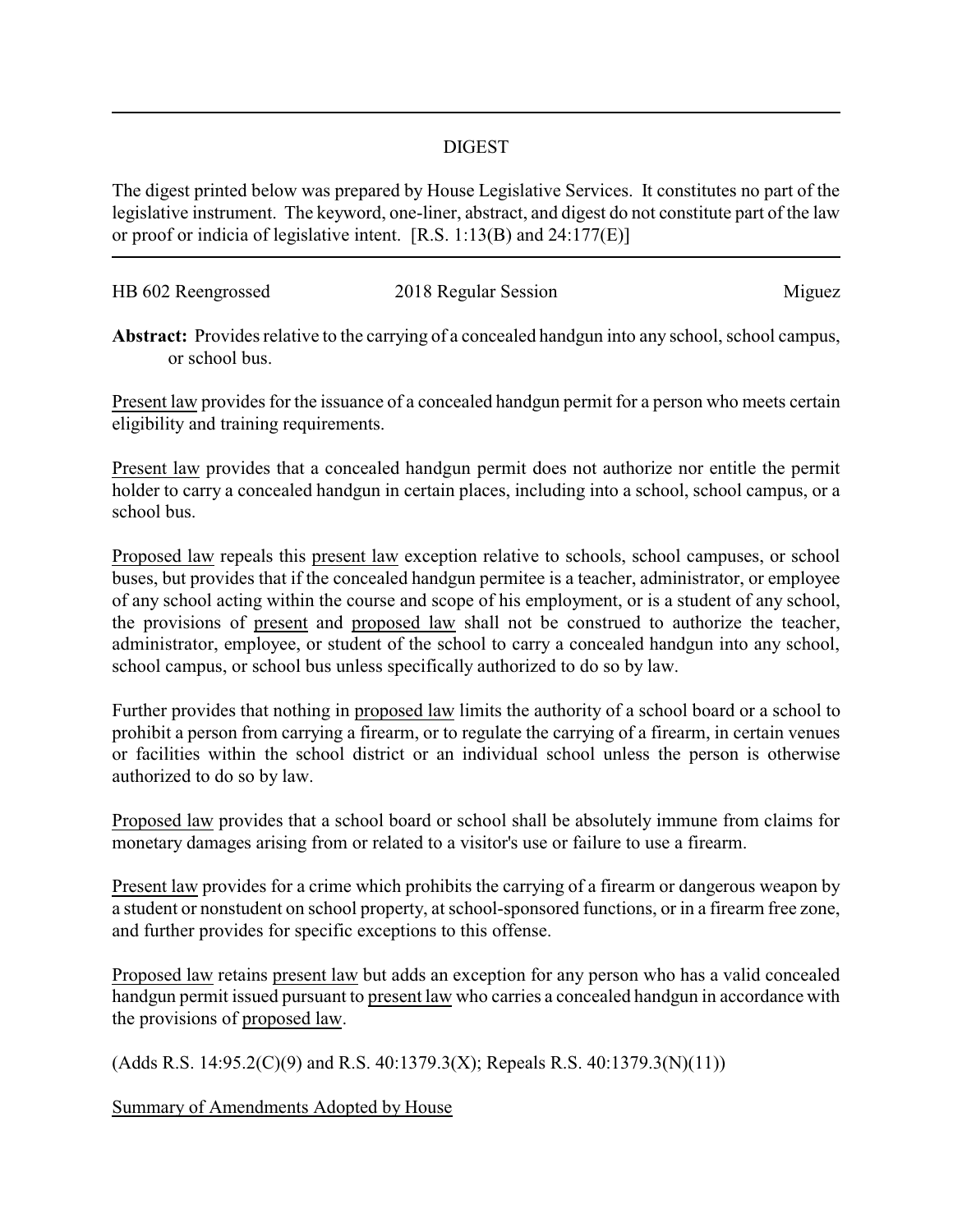# DIGEST

The digest printed below was prepared by House Legislative Services. It constitutes no part of the legislative instrument. The keyword, one-liner, abstract, and digest do not constitute part of the law or proof or indicia of legislative intent. [R.S. 1:13(B) and 24:177(E)]

HB 602 Reengrossed | 2018 Regular Session | Miguez

**Abstract:** Provides relative to the carrying of a concealed handgun into any school, school campus, or school bus.

Present law provides for the issuance of a concealed handgun permit for a person who meets certain eligibility and training requirements.

Present law provides that a concealed handgun permit does not authorize nor entitle the permit holder to carry a concealed handgun in certain places, including into a school, school campus, or a school bus.

Proposed law repeals this present law exception relative to schools, school campuses, or school buses, but provides that if the concealed handgun permitee is a teacher, administrator, or employee of any school acting within the course and scope of his employment, or is a student of any school, the provisions of present and proposed law shall not be construed to authorize the teacher, administrator, employee, or student of the school to carry a concealed handgun into any school, school campus, or school bus unless specifically authorized to do so by law.

Further provides that nothing in proposed law limits the authority of a school board or a school to prohibit a person from carrying a firearm, or to regulate the carrying of a firearm, in certain venues or facilities within the school district or an individual school unless the person is otherwise authorized to do so by law.

Proposed law provides that a school board or school shall be absolutely immune from claims for monetary damages arising from or related to a visitor's use or failure to use a firearm.

Present law provides for a crime which prohibits the carrying of a firearm or dangerous weapon by a student or nonstudent on school property, at school-sponsored functions, or in a firearm free zone, and further provides for specific exceptions to this offense.

Proposed law retains present law but adds an exception for any person who has a valid concealed handgun permit issued pursuant to present law who carries a concealed handgun in accordance with the provisions of proposed law.

(Adds R.S. 14:95.2(C)(9) and R.S. 40:1379.3(X); Repeals R.S. 40:1379.3(N)(11))

Summary of Amendments Adopted by House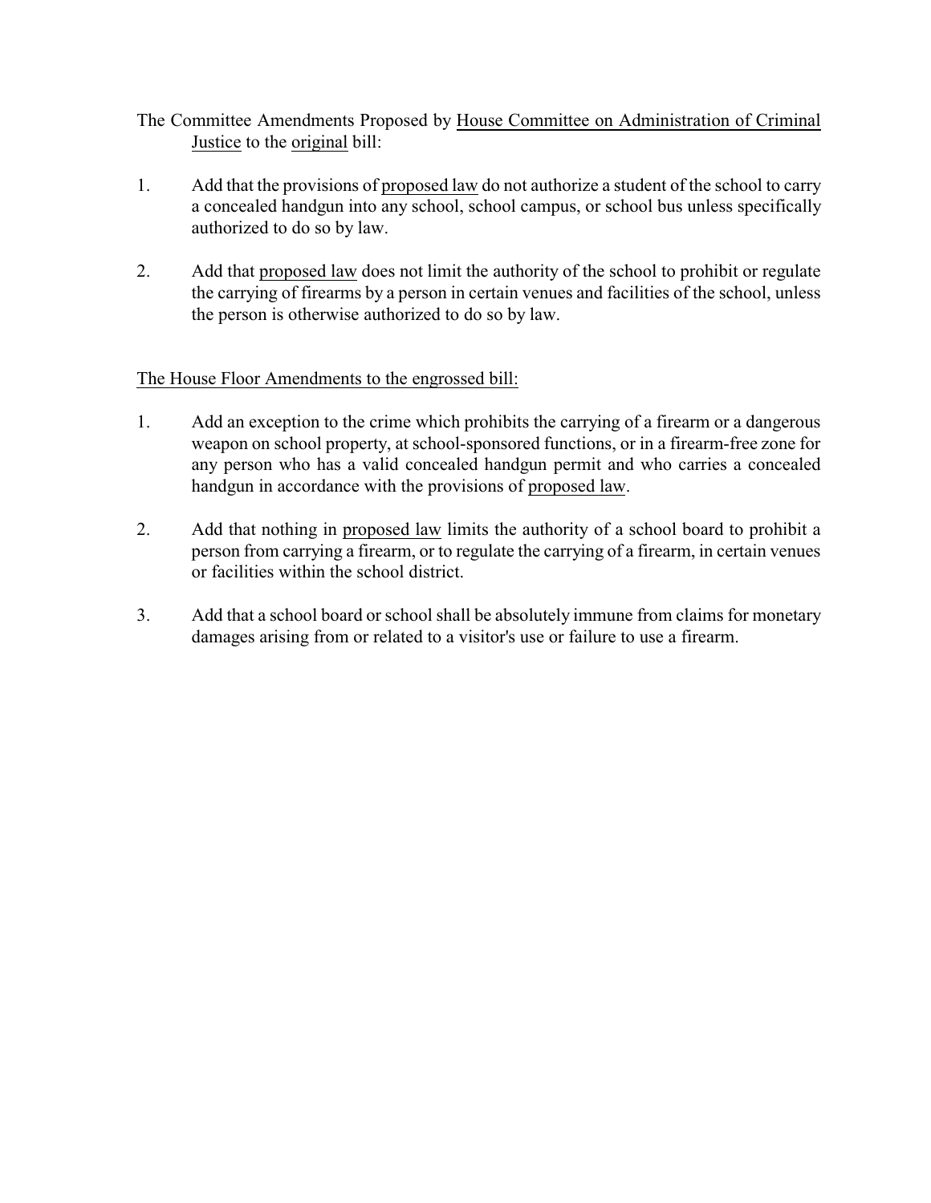The Committee Amendments Proposed by House Committee on Administration of Criminal Justice to the original bill:

1. Add that the provisions of proposed law do not authorize a student of the school to carry a concealed handgun into any school, school campus, or school bus unless specifically authorized to do so by law.

2. Add that proposed law does not limit the authority of the school to prohibit or regulate the carrying of firearms by a person in certain venues and facilities of the school, unless the person is otherwise authorized to do so by law.

The House Floor Amendments to the engrossed bill:

1. Add an exception to the crime which prohibits the carrying of a firearm or a dangerous weapon on school property, at school-sponsored functions, or in a firearm-free zone for any person who has a valid concealed handgun permit and who carries a concealed handgun in accordance with the provisions of proposed law.

2. Add that nothing in proposed law limits the authority of a school board to prohibit a person from carrying a firearm, or to regulate the carrying of a firearm, in certain venues or facilities within the school district.

3. Add that a school board or school shall be absolutely immune from claims for monetary damages arising from or related to a visitor's use or failure to use a firearm.